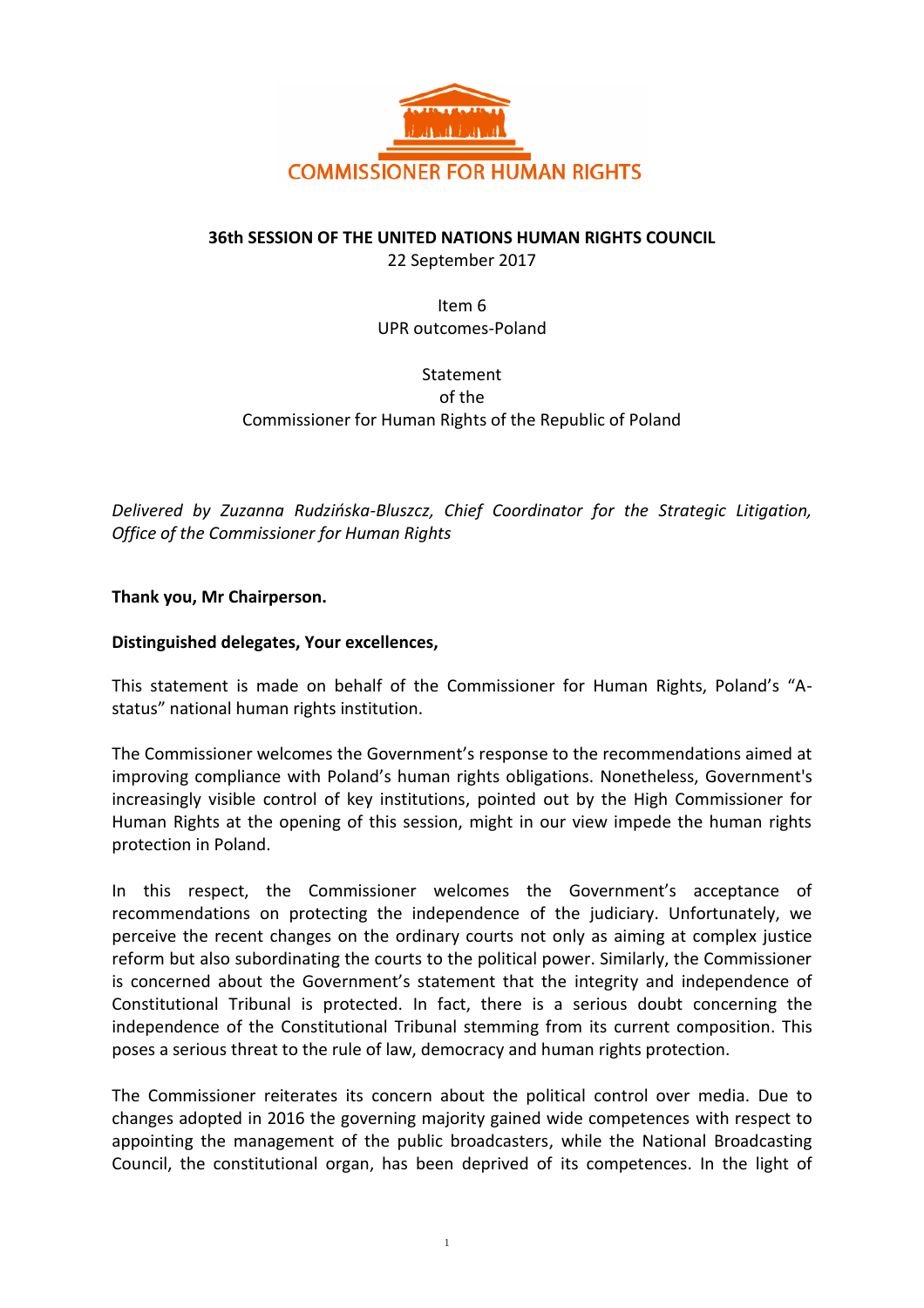COMMISSIONER FOR HUMAN RIGHTS

**36th SESSION OF THE UNITED NATIONS HUMAN RIGHTS COUNCIL**
22 September 2017

Item 6
UPR outcomes-Poland

Statement
of the
Commissioner for Human Rights of the Republic of Poland

*Delivered by Zuzanna Rudzińska-Bluszcz, Chief Coordinator for the Strategic Litigation, Office of the Commissioner for Human Rights*

**Thank you, Mr Chairperson.**

**Distinguished delegates, Your excellences,**

This statement is made on behalf of the Commissioner for Human Rights, Poland's "A-status" national human rights institution.

The Commissioner welcomes the Government's response to the recommendations aimed at improving compliance with Poland's human rights obligations. Nonetheless, Government's increasingly visible control of key institutions, pointed out by the High Commissioner for Human Rights at the opening of this session, might in our view impede the human rights protection in Poland.

In this respect, the Commissioner welcomes the Government's acceptance of recommendations on protecting the independence of the judiciary. Unfortunately, we perceive the recent changes on the ordinary courts not only as aiming at complex justice reform but also subordinating the courts to the political power. Similarly, the Commissioner is concerned about the Government's statement that the integrity and independence of Constitutional Tribunal is protected. In fact, there is a serious doubt concerning the independence of the Constitutional Tribunal stemming from its current composition. This poses a serious threat to the rule of law, democracy and human rights protection.

The Commissioner reiterates its concern about the political control over media. Due to changes adopted in 2016 the governing majority gained wide competences with respect to appointing the management of the public broadcasters, while the National Broadcasting Council, the constitutional organ, has been deprived of its competences. In the light of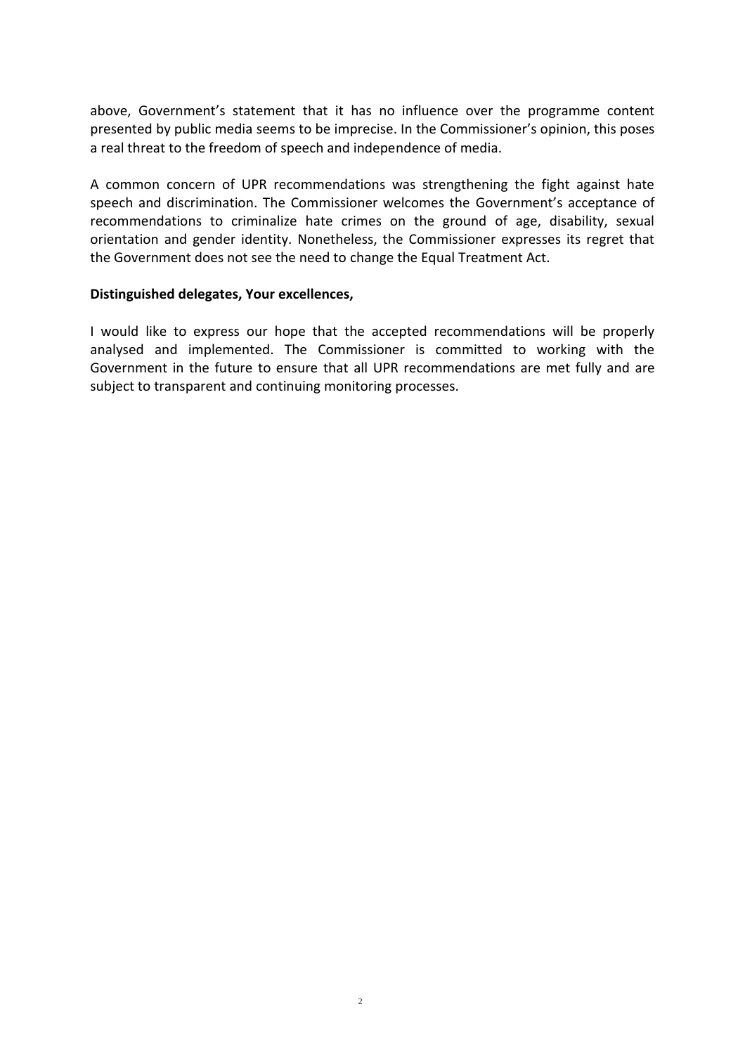above, Government's statement that it has no influence over the programme content presented by public media seems to be imprecise. In the Commissioner's opinion, this poses a real threat to the freedom of speech and independence of media.

A common concern of UPR recommendations was strengthening the fight against hate speech and discrimination. The Commissioner welcomes the Government's acceptance of recommendations to criminalize hate crimes on the ground of age, disability, sexual orientation and gender identity. Nonetheless, the Commissioner expresses its regret that the Government does not see the need to change the Equal Treatment Act.

**Distinguished delegates, Your excellences,**

I would like to express our hope that the accepted recommendations will be properly analysed and implemented. The Commissioner is committed to working with the Government in the future to ensure that all UPR recommendations are met fully and are subject to transparent and continuing monitoring processes.